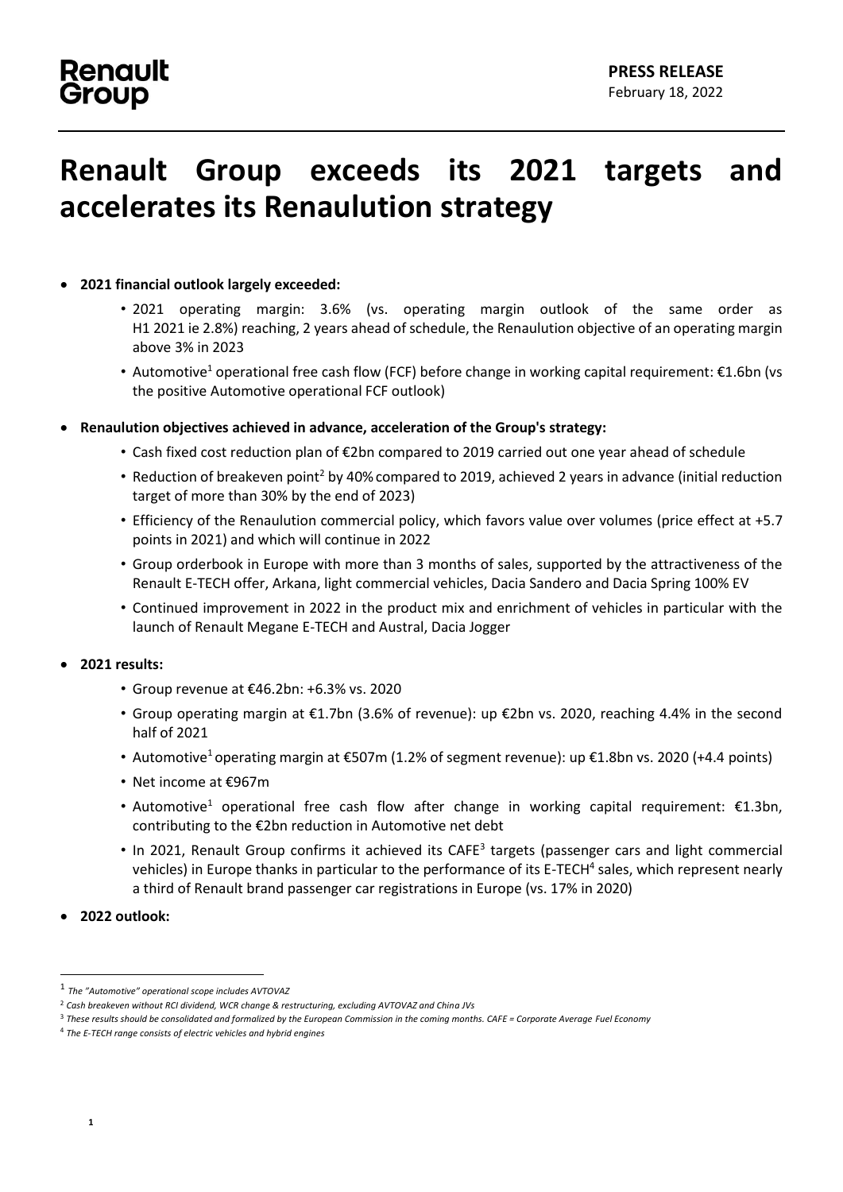**Renault Group**

**PRESS RELEASE**
February 18, 2022

# Renault Group exceeds its 2021 targets and accelerates its Renaulution strategy

- **2021 financial outlook largely exceeded:**
  - 2021 operating margin: 3.6% (vs. operating margin outlook of the same order as H1 2021 ie 2.8%) reaching, 2 years ahead of schedule, the Renaulution objective of an operating margin above 3% in 2023
  - Automotive[1] operational free cash flow (FCF) before change in working capital requirement: €1.6bn (vs the positive Automotive operational FCF outlook)
- **Renaulution objectives achieved in advance, acceleration of the Group's strategy:**
  - Cash fixed cost reduction plan of €2bn compared to 2019 carried out one year ahead of schedule
  - Reduction of breakeven point[2] by 40% compared to 2019, achieved 2 years in advance (initial reduction target of more than 30% by the end of 2023)
  - Efficiency of the Renaulution commercial policy, which favors value over volumes (price effect at +5.7 points in 2021) and which will continue in 2022
  - Group orderbook in Europe with more than 3 months of sales, supported by the attractiveness of the Renault E-TECH offer, Arkana, light commercial vehicles, Dacia Sandero and Dacia Spring 100% EV
  - Continued improvement in 2022 in the product mix and enrichment of vehicles in particular with the launch of Renault Megane E-TECH and Austral, Dacia Jogger
- **2021 results:**
  - Group revenue at €46.2bn: +6.3% vs. 2020
  - Group operating margin at €1.7bn (3.6% of revenue): up €2bn vs. 2020, reaching 4.4% in the second half of 2021
  - Automotive[1] operating margin at €507m (1.2% of segment revenue): up €1.8bn vs. 2020 (+4.4 points)
  - Net income at €967m
  - Automotive[1] operational free cash flow after change in working capital requirement: €1.3bn, contributing to the €2bn reduction in Automotive net debt
  - In 2021, Renault Group confirms it achieved its CAFE[3] targets (passenger cars and light commercial vehicles) in Europe thanks in particular to the performance of its E-TECH[4] sales, which represent nearly a third of Renault brand passenger car registrations in Europe (vs. 17% in 2020)
- **2022 outlook:**

---

[1] *The "Automotive" operational scope includes AVTOVAZ*

[2] *Cash breakeven without RCI dividend, WCR change & restructuring, excluding AVTOVAZ and China JVs*

[3] *These results should be consolidated and formalized by the European Commission in the coming months. CAFE = Corporate Average Fuel Economy*

[4] *The E-TECH range consists of electric vehicles and hybrid engines*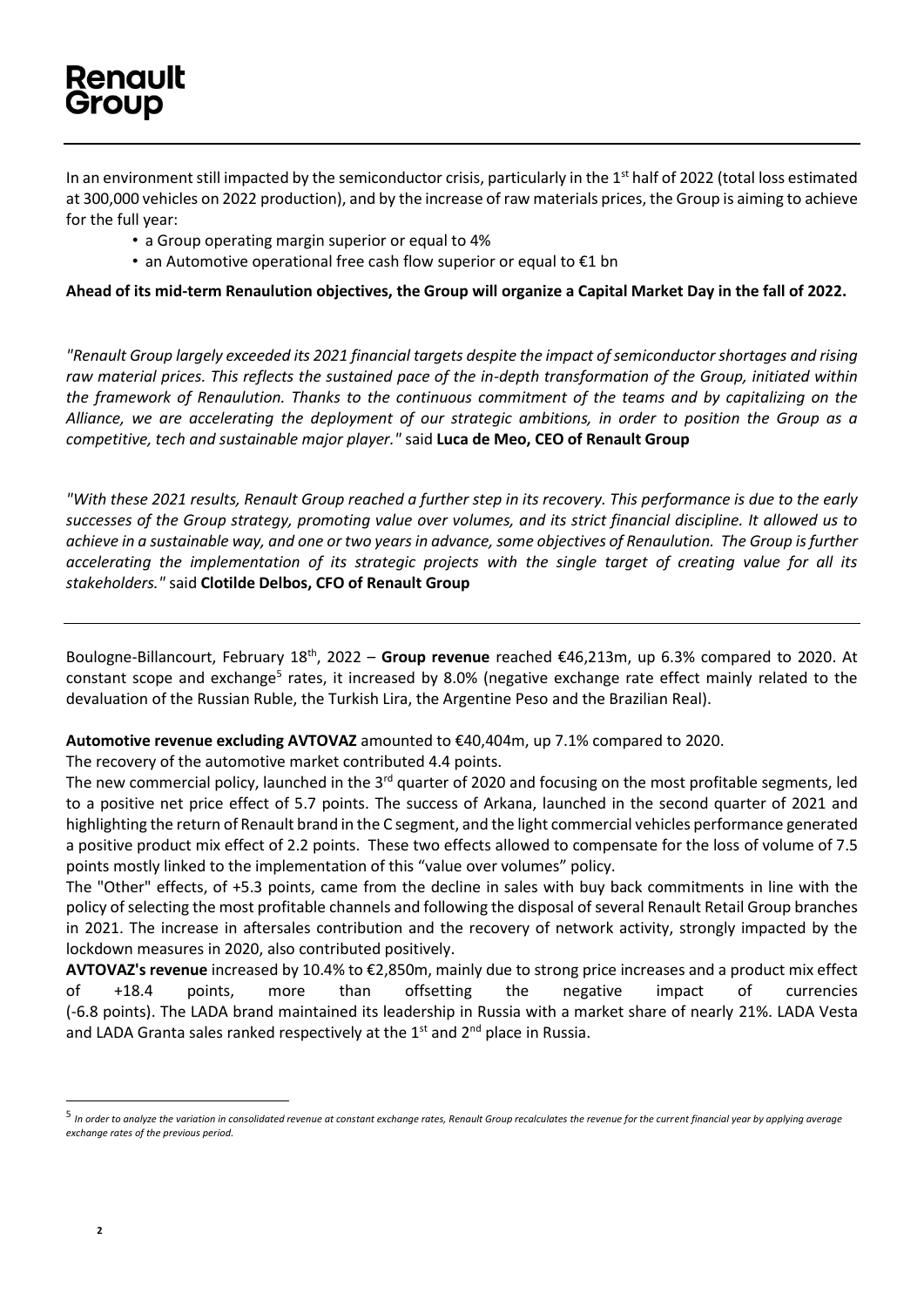In an environment still impacted by the semiconductor crisis, particularly in the 1st half of 2022 (total loss estimated at 300,000 vehicles on 2022 production), and by the increase of raw materials prices, the Group is aiming to achieve for the full year:

- a Group operating margin superior or equal to 4%
- an Automotive operational free cash flow superior or equal to €1 bn

**Ahead of its mid-term Renaulution objectives, the Group will organize a Capital Market Day in the fall of 2022.**

*"Renault Group largely exceeded its 2021 financial targets despite the impact of semiconductor shortages and rising raw material prices. This reflects the sustained pace of the in-depth transformation of the Group, initiated within the framework of Renaulution. Thanks to the continuous commitment of the teams and by capitalizing on the Alliance, we are accelerating the deployment of our strategic ambitions, in order to position the Group as a competitive, tech and sustainable major player."* said **Luca de Meo, CEO of Renault Group**

*"With these 2021 results, Renault Group reached a further step in its recovery. This performance is due to the early successes of the Group strategy, promoting value over volumes, and its strict financial discipline. It allowed us to achieve in a sustainable way, and one or two years in advance, some objectives of Renaulution. The Group is further accelerating the implementation of its strategic projects with the single target of creating value for all its stakeholders."* said **Clotilde Delbos, CFO of Renault Group**

---

Boulogne-Billancourt, February 18th, 2022 – **Group revenue** reached €46,213m, up 6.3% compared to 2020. At constant scope and exchange[5] rates, it increased by 8.0% (negative exchange rate effect mainly related to the devaluation of the Russian Ruble, the Turkish Lira, the Argentine Peso and the Brazilian Real).

**Automotive revenue excluding AVTOVAZ** amounted to €40,404m, up 7.1% compared to 2020.

The recovery of the automotive market contributed 4.4 points.

The new commercial policy, launched in the 3rd quarter of 2020 and focusing on the most profitable segments, led to a positive net price effect of 5.7 points. The success of Arkana, launched in the second quarter of 2021 and highlighting the return of Renault brand in the C segment, and the light commercial vehicles performance generated a positive product mix effect of 2.2 points. These two effects allowed to compensate for the loss of volume of 7.5 points mostly linked to the implementation of this "value over volumes" policy.

The "Other" effects, of +5.3 points, came from the decline in sales with buy back commitments in line with the policy of selecting the most profitable channels and following the disposal of several Renault Retail Group branches in 2021. The increase in aftersales contribution and the recovery of network activity, strongly impacted by the lockdown measures in 2020, also contributed positively.

**AVTOVAZ's revenue** increased by 10.4% to €2,850m, mainly due to strong price increases and a product mix effect of +18.4 points, more than offsetting the negative impact of currencies (-6.8 points). The LADA brand maintained its leadership in Russia with a market share of nearly 21%. LADA Vesta and LADA Granta sales ranked respectively at the 1st and 2nd place in Russia.

---

[5] *In order to analyze the variation in consolidated revenue at constant exchange rates, Renault Group recalculates the revenue for the current financial year by applying average exchange rates of the previous period.*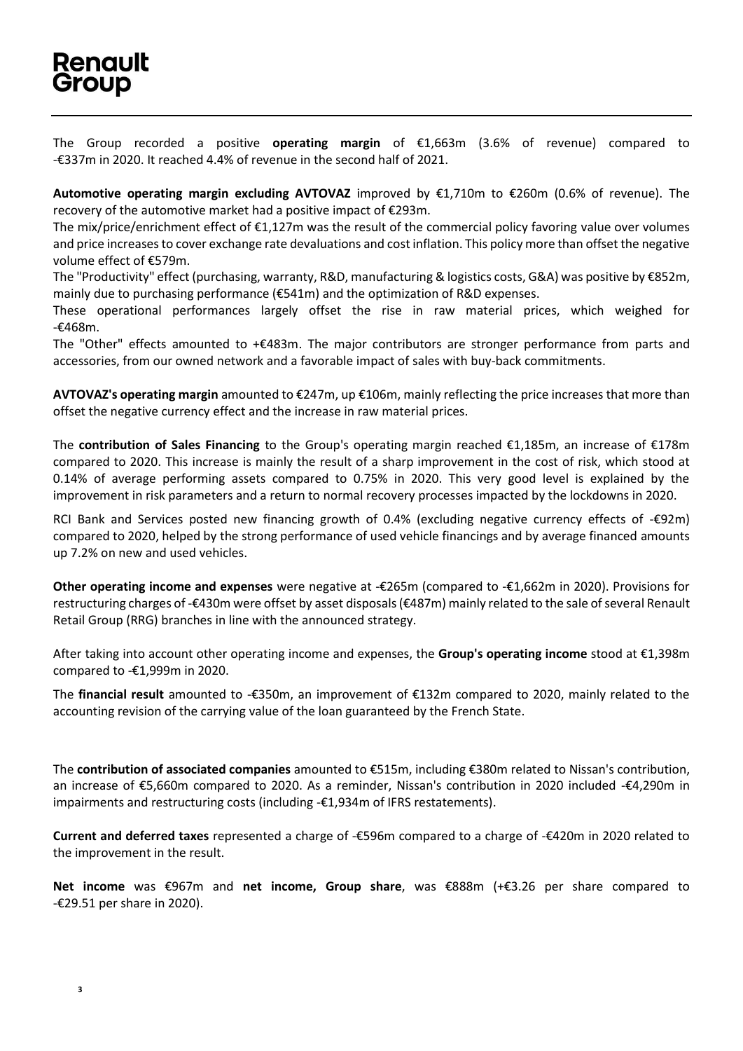The Group recorded a positive **operating margin** of €1,663m (3.6% of revenue) compared to -€337m in 2020. It reached 4.4% of revenue in the second half of 2021.

**Automotive operating margin excluding AVTOVAZ** improved by €1,710m to €260m (0.6% of revenue). The recovery of the automotive market had a positive impact of €293m.

The mix/price/enrichment effect of €1,127m was the result of the commercial policy favoring value over volumes and price increases to cover exchange rate devaluations and cost inflation. This policy more than offset the negative volume effect of €579m.

The "Productivity" effect (purchasing, warranty, R&D, manufacturing & logistics costs, G&A) was positive by €852m, mainly due to purchasing performance (€541m) and the optimization of R&D expenses.

These operational performances largely offset the rise in raw material prices, which weighed for -€468m.

The "Other" effects amounted to +€483m. The major contributors are stronger performance from parts and accessories, from our owned network and a favorable impact of sales with buy-back commitments.

**AVTOVAZ's operating margin** amounted to €247m, up €106m, mainly reflecting the price increases that more than offset the negative currency effect and the increase in raw material prices.

The **contribution of Sales Financing** to the Group's operating margin reached €1,185m, an increase of €178m compared to 2020. This increase is mainly the result of a sharp improvement in the cost of risk, which stood at 0.14% of average performing assets compared to 0.75% in 2020. This very good level is explained by the improvement in risk parameters and a return to normal recovery processes impacted by the lockdowns in 2020.

RCI Bank and Services posted new financing growth of 0.4% (excluding negative currency effects of -€92m) compared to 2020, helped by the strong performance of used vehicle financings and by average financed amounts up 7.2% on new and used vehicles.

**Other operating income and expenses** were negative at -€265m (compared to -€1,662m in 2020). Provisions for restructuring charges of -€430m were offset by asset disposals (€487m) mainly related to the sale of several Renault Retail Group (RRG) branches in line with the announced strategy.

After taking into account other operating income and expenses, the **Group's operating income** stood at €1,398m compared to -€1,999m in 2020.

The **financial result** amounted to -€350m, an improvement of €132m compared to 2020, mainly related to the accounting revision of the carrying value of the loan guaranteed by the French State.

The **contribution of associated companies** amounted to €515m, including €380m related to Nissan's contribution, an increase of €5,660m compared to 2020. As a reminder, Nissan's contribution in 2020 included -€4,290m in impairments and restructuring costs (including -€1,934m of IFRS restatements).

**Current and deferred taxes** represented a charge of -€596m compared to a charge of -€420m in 2020 related to the improvement in the result.

**Net income** was €967m and **net income, Group share**, was €888m (+€3.26 per share compared to -€29.51 per share in 2020).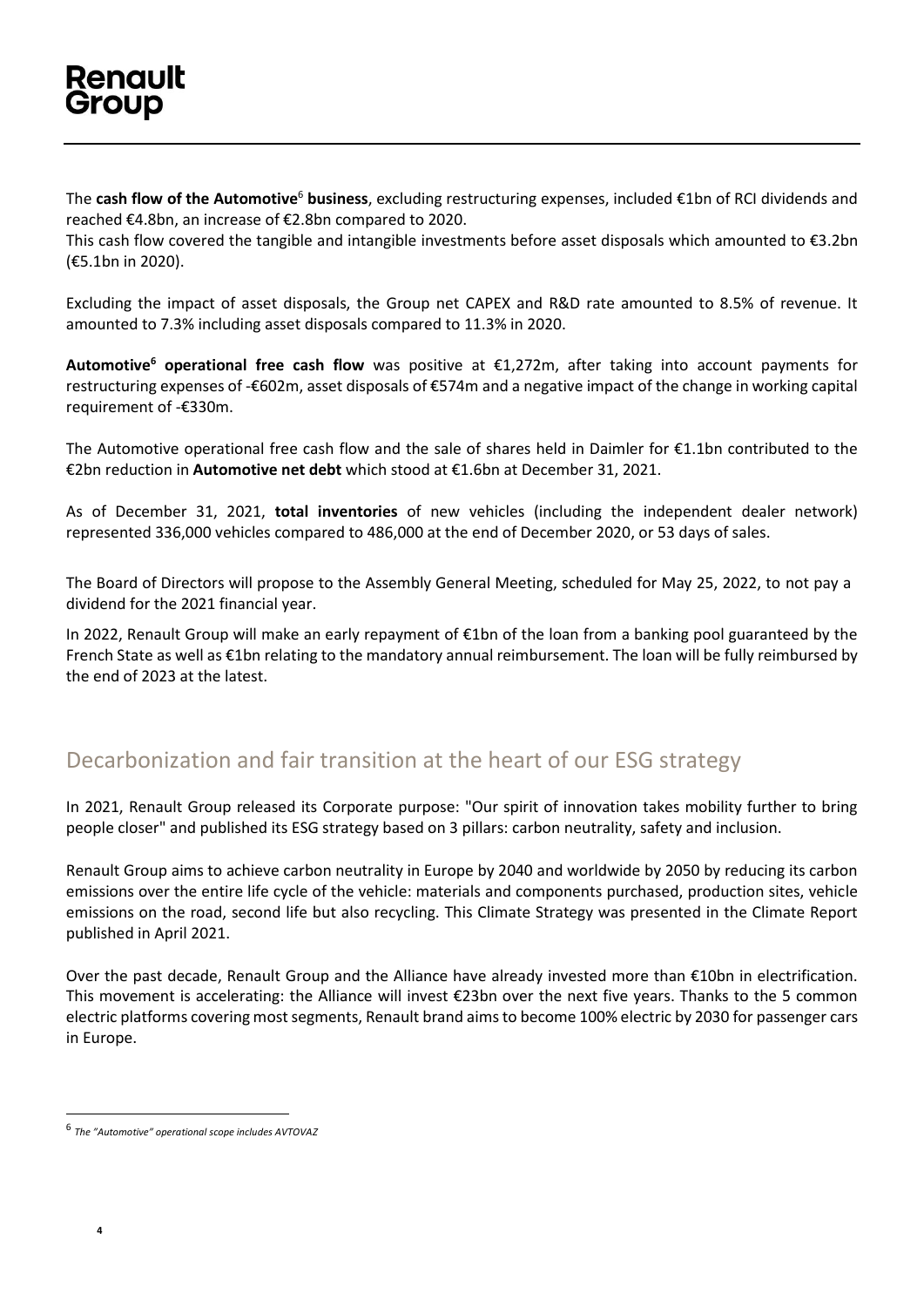The **cash flow of the Automotive**[6] **business**, excluding restructuring expenses, included €1bn of RCI dividends and reached €4.8bn, an increase of €2.8bn compared to 2020.
This cash flow covered the tangible and intangible investments before asset disposals which amounted to €3.2bn (€5.1bn in 2020).

Excluding the impact of asset disposals, the Group net CAPEX and R&D rate amounted to 8.5% of revenue. It amounted to 7.3% including asset disposals compared to 11.3% in 2020.

**Automotive[6] operational free cash flow** was positive at €1,272m, after taking into account payments for restructuring expenses of -€602m, asset disposals of €574m and a negative impact of the change in working capital requirement of -€330m.

The Automotive operational free cash flow and the sale of shares held in Daimler for €1.1bn contributed to the €2bn reduction in **Automotive net debt** which stood at €1.6bn at December 31, 2021.

As of December 31, 2021, **total inventories** of new vehicles (including the independent dealer network) represented 336,000 vehicles compared to 486,000 at the end of December 2020, or 53 days of sales.

The Board of Directors will propose to the Assembly General Meeting, scheduled for May 25, 2022, to not pay a dividend for the 2021 financial year.

In 2022, Renault Group will make an early repayment of €1bn of the loan from a banking pool guaranteed by the French State as well as €1bn relating to the mandatory annual reimbursement. The loan will be fully reimbursed by the end of 2023 at the latest.

## Decarbonization and fair transition at the heart of our ESG strategy

In 2021, Renault Group released its Corporate purpose: "Our spirit of innovation takes mobility further to bring people closer" and published its ESG strategy based on 3 pillars: carbon neutrality, safety and inclusion.

Renault Group aims to achieve carbon neutrality in Europe by 2040 and worldwide by 2050 by reducing its carbon emissions over the entire life cycle of the vehicle: materials and components purchased, production sites, vehicle emissions on the road, second life but also recycling. This Climate Strategy was presented in the Climate Report published in April 2021.

Over the past decade, Renault Group and the Alliance have already invested more than €10bn in electrification. This movement is accelerating: the Alliance will invest €23bn over the next five years. Thanks to the 5 common electric platforms covering most segments, Renault brand aims to become 100% electric by 2030 for passenger cars in Europe.

---

[6] *The "Automotive" operational scope includes AVTOVAZ*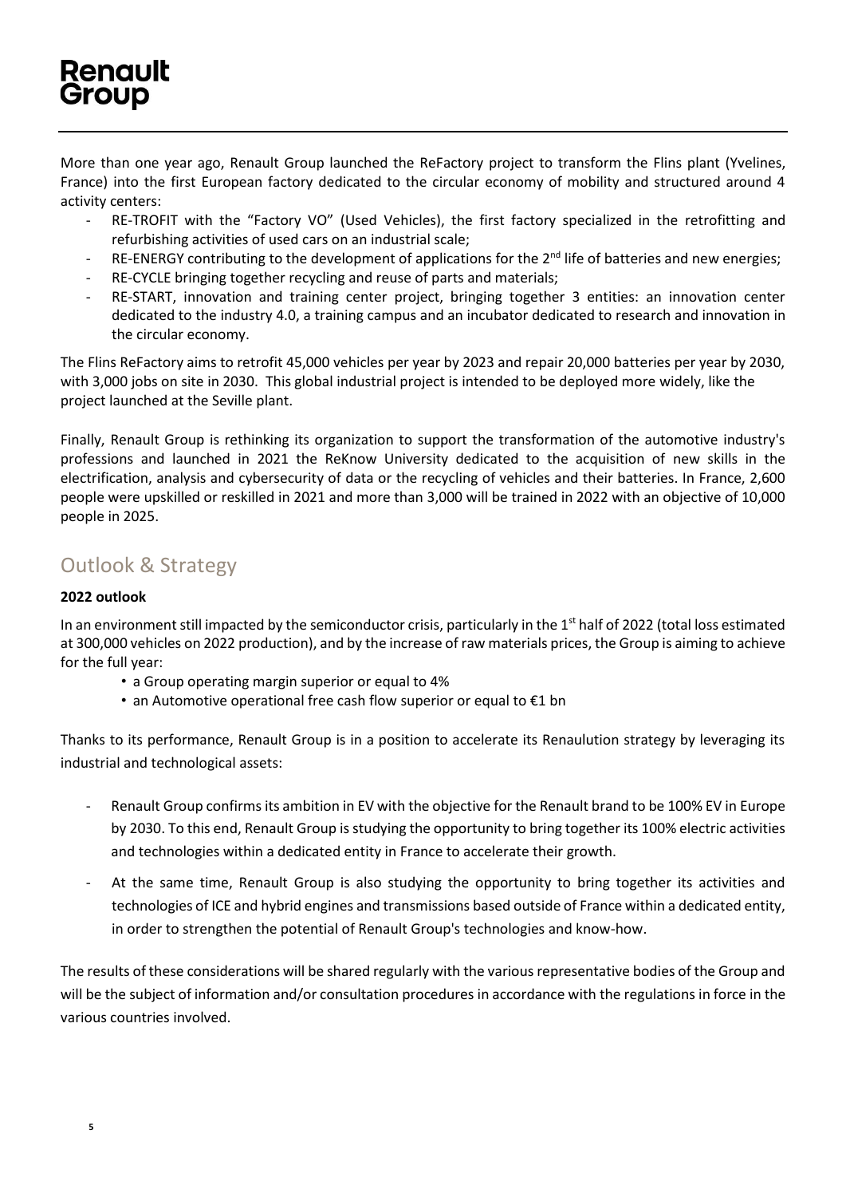More than one year ago, Renault Group launched the ReFactory project to transform the Flins plant (Yvelines, France) into the first European factory dedicated to the circular economy of mobility and structured around 4 activity centers:

- RE-TROFIT with the "Factory VO" (Used Vehicles), the first factory specialized in the retrofitting and refurbishing activities of used cars on an industrial scale;
- RE-ENERGY contributing to the development of applications for the 2nd life of batteries and new energies;
- RE-CYCLE bringing together recycling and reuse of parts and materials;
- RE-START, innovation and training center project, bringing together 3 entities: an innovation center dedicated to the industry 4.0, a training campus and an incubator dedicated to research and innovation in the circular economy.

The Flins ReFactory aims to retrofit 45,000 vehicles per year by 2023 and repair 20,000 batteries per year by 2030, with 3,000 jobs on site in 2030. This global industrial project is intended to be deployed more widely, like the project launched at the Seville plant.

Finally, Renault Group is rethinking its organization to support the transformation of the automotive industry's professions and launched in 2021 the ReKnow University dedicated to the acquisition of new skills in the electrification, analysis and cybersecurity of data or the recycling of vehicles and their batteries. In France, 2,600 people were upskilled or reskilled in 2021 and more than 3,000 will be trained in 2022 with an objective of 10,000 people in 2025.

## Outlook & Strategy

**2022 outlook**

In an environment still impacted by the semiconductor crisis, particularly in the 1st half of 2022 (total loss estimated at 300,000 vehicles on 2022 production), and by the increase of raw materials prices, the Group is aiming to achieve for the full year:

- a Group operating margin superior or equal to 4%
- an Automotive operational free cash flow superior or equal to €1 bn

Thanks to its performance, Renault Group is in a position to accelerate its Renaulution strategy by leveraging its industrial and technological assets:

- Renault Group confirms its ambition in EV with the objective for the Renault brand to be 100% EV in Europe by 2030. To this end, Renault Group is studying the opportunity to bring together its 100% electric activities and technologies within a dedicated entity in France to accelerate their growth.
- At the same time, Renault Group is also studying the opportunity to bring together its activities and technologies of ICE and hybrid engines and transmissions based outside of France within a dedicated entity, in order to strengthen the potential of Renault Group's technologies and know-how.

The results of these considerations will be shared regularly with the various representative bodies of the Group and will be the subject of information and/or consultation procedures in accordance with the regulations in force in the various countries involved.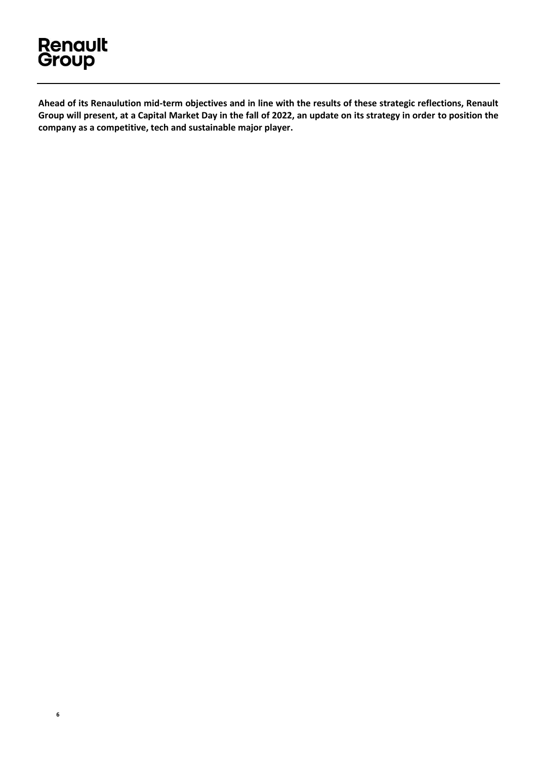**Ahead of its Renaulution mid-term objectives and in line with the results of these strategic reflections, Renault Group will present, at a Capital Market Day in the fall of 2022, an update on its strategy in order to position the company as a competitive, tech and sustainable major player.**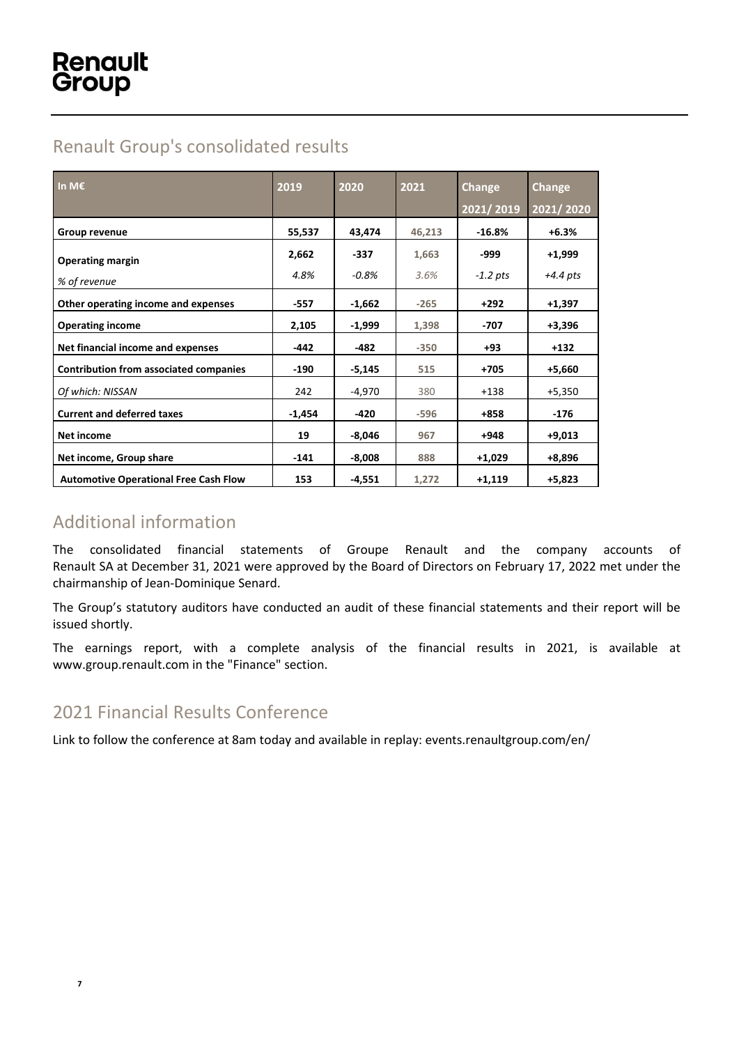## Renault Group's consolidated results

| In M€ | 2019 | 2020 | 2021 | Change 2021/ 2019 | Change 2021/ 2020 |
|---|---|---|---|---|---|
| **Group revenue** | **55,537** | **43,474** | **46,213** | **-16.8%** | **+6.3%** |
| **Operating margin** | **2,662** | **-337** | **1,663** | **-999** | **+1,999** |
| *% of revenue* | *4.8%* | *-0.8%* | *3.6%* | *-1.2 pts* | *+4.4 pts* |
| **Other operating income and expenses** | **-557** | **-1,662** | **-265** | **+292** | **+1,397** |
| **Operating income** | **2,105** | **-1,999** | **1,398** | **-707** | **+3,396** |
| **Net financial income and expenses** | **-442** | **-482** | **-350** | **+93** | **+132** |
| **Contribution from associated companies** | **-190** | **-5,145** | **515** | **+705** | **+5,660** |
| *Of which: NISSAN* | 242 | -4,970 | 380 | +138 | +5,350 |
| **Current and deferred taxes** | **-1,454** | **-420** | **-596** | **+858** | **-176** |
| **Net income** | **19** | **-8,046** | **967** | **+948** | **+9,013** |
| **Net income, Group share** | **-141** | **-8,008** | **888** | **+1,029** | **+8,896** |
| **Automotive Operational Free Cash Flow** | **153** | **-4,551** | **1,272** | **+1,119** | **+5,823** |

## Additional information

The consolidated financial statements of Groupe Renault and the company accounts of Renault SA at December 31, 2021 were approved by the Board of Directors on February 17, 2022 met under the chairmanship of Jean-Dominique Senard.

The Group's statutory auditors have conducted an audit of these financial statements and their report will be issued shortly.

The earnings report, with a complete analysis of the financial results in 2021, is available at www.group.renault.com in the "Finance" section.

## 2021 Financial Results Conference

Link to follow the conference at 8am today and available in replay: events.renaultgroup.com/en/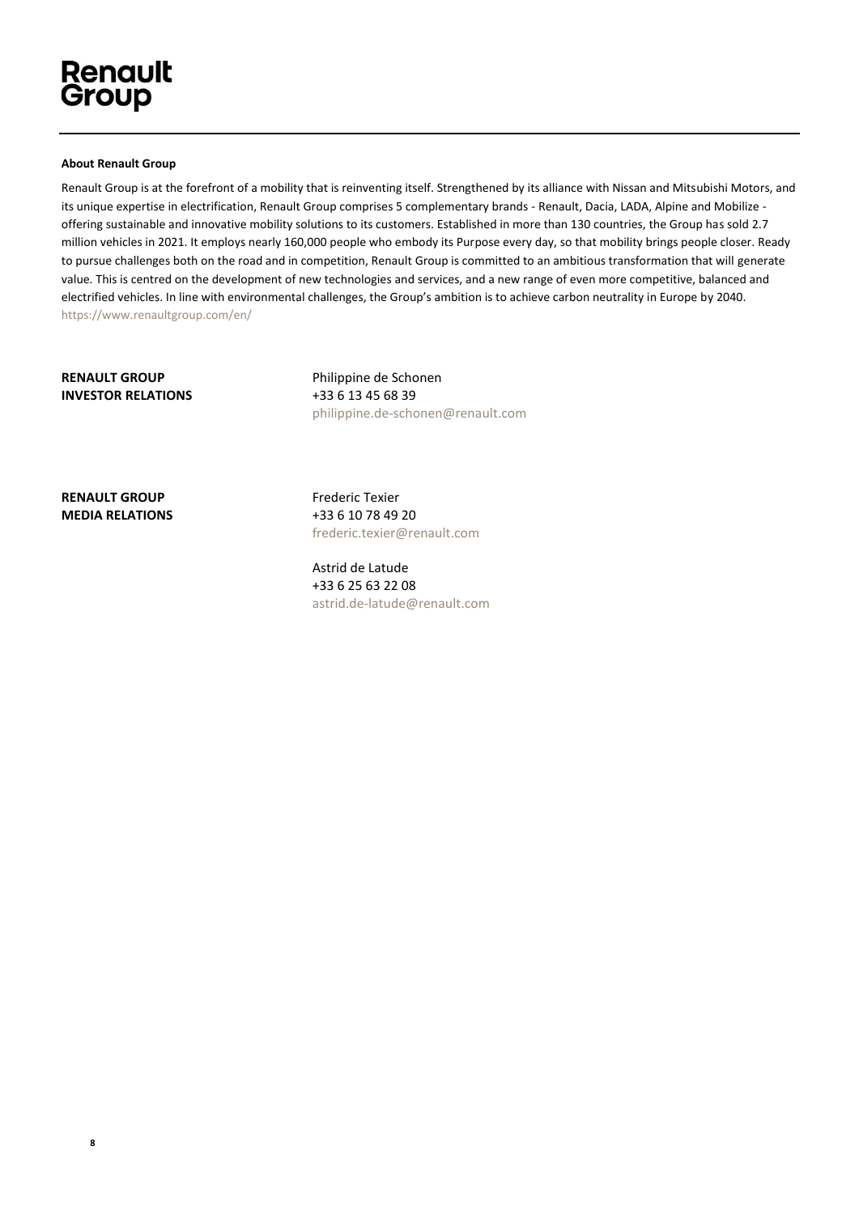**About Renault Group**

Renault Group is at the forefront of a mobility that is reinventing itself. Strengthened by its alliance with Nissan and Mitsubishi Motors, and its unique expertise in electrification, Renault Group comprises 5 complementary brands - Renault, Dacia, LADA, Alpine and Mobilize - offering sustainable and innovative mobility solutions to its customers. Established in more than 130 countries, the Group has sold 2.7 million vehicles in 2021. It employs nearly 160,000 people who embody its Purpose every day, so that mobility brings people closer. Ready to pursue challenges both on the road and in competition, Renault Group is committed to an ambitious transformation that will generate value. This is centred on the development of new technologies and services, and a new range of even more competitive, balanced and electrified vehicles. In line with environmental challenges, the Group's ambition is to achieve carbon neutrality in Europe by 2040.
https://www.renaultgroup.com/en/

**RENAULT GROUP INVESTOR RELATIONS**

Philippine de Schonen
+33 6 13 45 68 39
philippine.de-schonen@renault.com

**RENAULT GROUP MEDIA RELATIONS**

Frederic Texier
+33 6 10 78 49 20
frederic.texier@renault.com

Astrid de Latude
+33 6 25 63 22 08
astrid.de-latude@renault.com